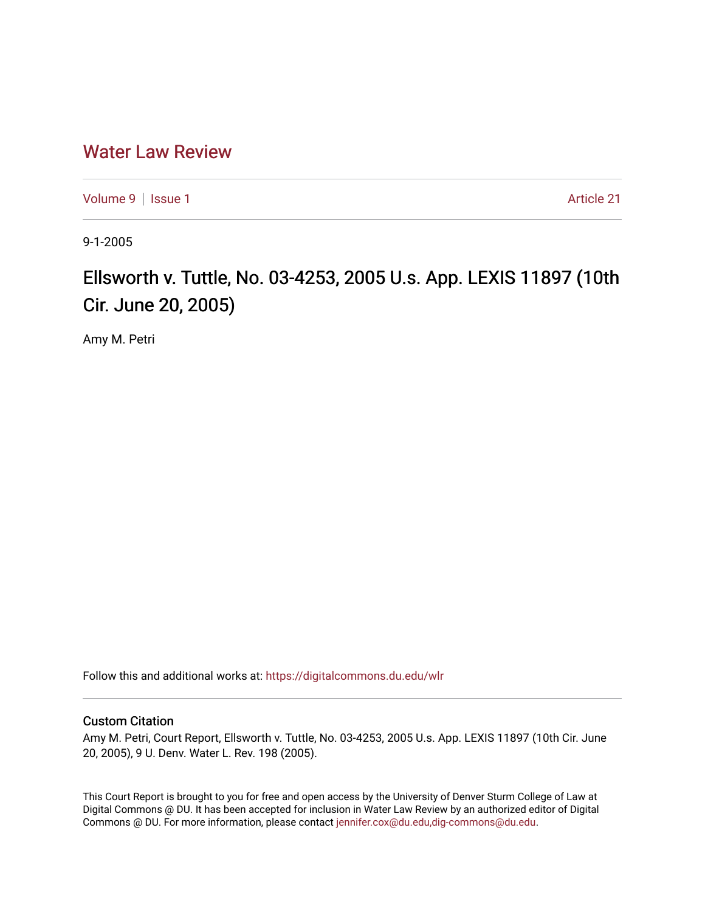# Water Law Review

Volume 9 | Issue 1 | Article 21

9-1-2005

## Ellsworth v. Tuttle, No. 03-4253, 2005 U.s. App. LEXIS 11897 (10th Cir. June 20, 2005)

Amy M. Petri

Follow this and additional works at: https://digitalcommons.du.edu/wlr

### Custom Citation

Amy M. Petri, Court Report, Ellsworth v. Tuttle, No. 03-4253, 2005 U.s. App. LEXIS 11897 (10th Cir. June 20, 2005), 9 U. Denv. Water L. Rev. 198 (2005).

This Court Report is brought to you for free and open access by the University of Denver Sturm College of Law at Digital Commons @ DU. It has been accepted for inclusion in Water Law Review by an authorized editor of Digital Commons @ DU. For more information, please contact jennifer.cox@du.edu,dig-commons@du.edu.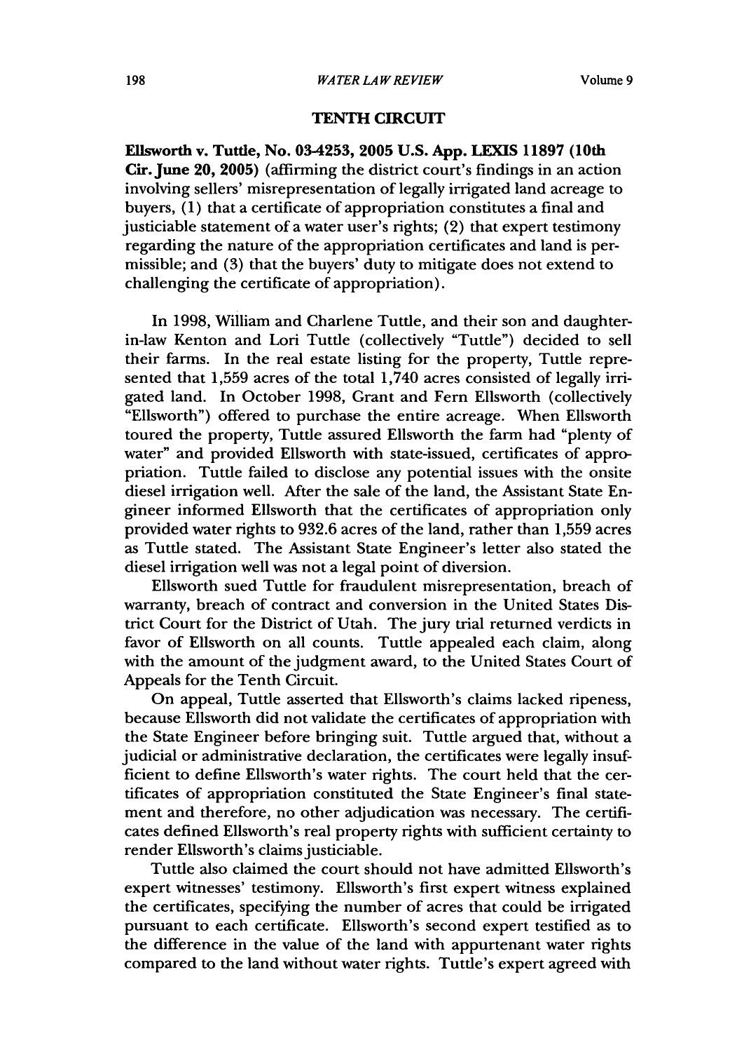## TENTH CIRCUIT

**Ellsworth v. Tuttle, No. 03-4253, 2005 U.S. App. LEXIS 11897 (10th Cir. June 20, 2005)** (affirming the district court's findings in an action involving sellers' misrepresentation of legally irrigated land acreage to buyers, (1) that a certificate of appropriation constitutes a final and justiciable statement of a water user's rights; (2) that expert testimony regarding the nature of the appropriation certificates and land is permissible; and (3) that the buyers' duty to mitigate does not extend to challenging the certificate of appropriation).

In 1998, William and Charlene Tuttle, and their son and daughter-in-law Kenton and Lori Tuttle (collectively "Tuttle") decided to sell their farms. In the real estate listing for the property, Tuttle represented that 1,559 acres of the total 1,740 acres consisted of legally irrigated land. In October 1998, Grant and Fern Ellsworth (collectively "Ellsworth") offered to purchase the entire acreage. When Ellsworth toured the property, Tuttle assured Ellsworth the farm had "plenty of water" and provided Ellsworth with state-issued, certificates of appropriation. Tuttle failed to disclose any potential issues with the onsite diesel irrigation well. After the sale of the land, the Assistant State Engineer informed Ellsworth that the certificates of appropriation only provided water rights to 932.6 acres of the land, rather than 1,559 acres as Tuttle stated. The Assistant State Engineer's letter also stated the diesel irrigation well was not a legal point of diversion.

Ellsworth sued Tuttle for fraudulent misrepresentation, breach of warranty, breach of contract and conversion in the United States District Court for the District of Utah. The jury trial returned verdicts in favor of Ellsworth on all counts. Tuttle appealed each claim, along with the amount of the judgment award, to the United States Court of Appeals for the Tenth Circuit.

On appeal, Tuttle asserted that Ellsworth's claims lacked ripeness, because Ellsworth did not validate the certificates of appropriation with the State Engineer before bringing suit. Tuttle argued that, without a judicial or administrative declaration, the certificates were legally insufficient to define Ellsworth's water rights. The court held that the certificates of appropriation constituted the State Engineer's final statement and therefore, no other adjudication was necessary. The certificates defined Ellsworth's real property rights with sufficient certainty to render Ellsworth's claims justiciable.

Tuttle also claimed the court should not have admitted Ellsworth's expert witnesses' testimony. Ellsworth's first expert witness explained the certificates, specifying the number of acres that could be irrigated pursuant to each certificate. Ellsworth's second expert testified as to the difference in the value of the land with appurtenant water rights compared to the land without water rights. Tuttle's expert agreed with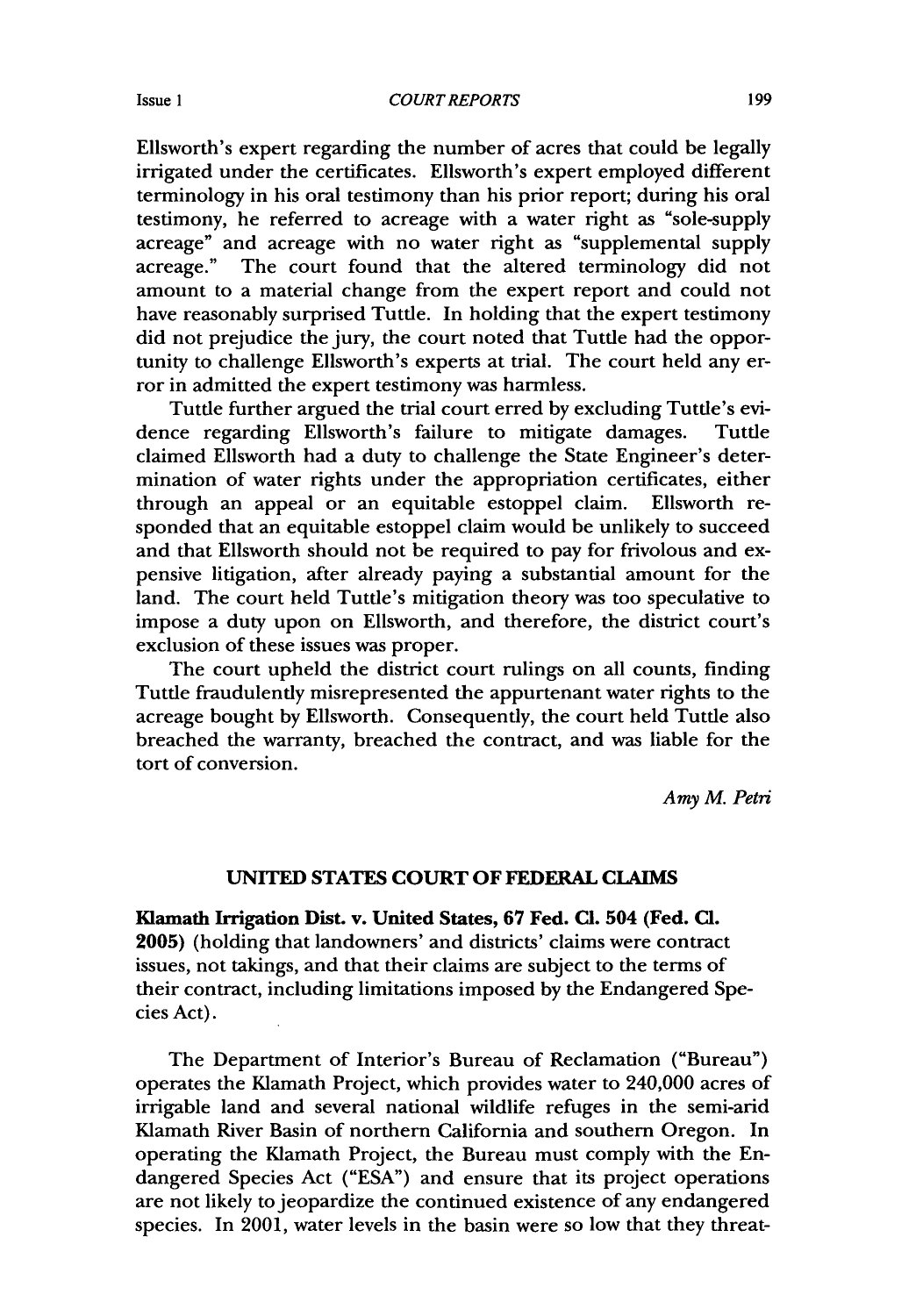Ellsworth's expert regarding the number of acres that could be legally irrigated under the certificates. Ellsworth's expert employed different terminology in his oral testimony than his prior report; during his oral testimony, he referred to acreage with a water right as "sole-supply acreage" and acreage with no water right as "supplemental supply acreage." The court found that the altered terminology did not amount to a material change from the expert report and could not have reasonably surprised Tuttle. In holding that the expert testimony did not prejudice the jury, the court noted that Tuttle had the opportunity to challenge Ellsworth's experts at trial. The court held any error in admitted the expert testimony was harmless.

Tuttle further argued the trial court erred by excluding Tuttle's evidence regarding Ellsworth's failure to mitigate damages. Tuttle claimed Ellsworth had a duty to challenge the State Engineer's determination of water rights under the appropriation certificates, either through an appeal or an equitable estoppel claim. Ellsworth responded that an equitable estoppel claim would be unlikely to succeed and that Ellsworth should not be required to pay for frivolous and expensive litigation, after already paying a substantial amount for the land. The court held Tuttle's mitigation theory was too speculative to impose a duty upon on Ellsworth, and therefore, the district court's exclusion of these issues was proper.

The court upheld the district court rulings on all counts, finding Tuttle fraudulently misrepresented the appurtenant water rights to the acreage bought by Ellsworth. Consequently, the court held Tuttle also breached the warranty, breached the contract, and was liable for the tort of conversion.

*Amy M. Petri*

## UNITED STATES COURT OF FEDERAL CLAIMS

**Klamath Irrigation Dist. v. United States, 67 Fed. Cl. 504 (Fed. Cl. 2005)** (holding that landowners' and districts' claims were contract issues, not takings, and that their claims are subject to the terms of their contract, including limitations imposed by the Endangered Species Act).

The Department of Interior's Bureau of Reclamation ("Bureau") operates the Klamath Project, which provides water to 240,000 acres of irrigable land and several national wildlife refuges in the semi-arid Klamath River Basin of northern California and southern Oregon. In operating the Klamath Project, the Bureau must comply with the Endangered Species Act ("ESA") and ensure that its project operations are not likely to jeopardize the continued existence of any endangered species. In 2001, water levels in the basin were so low that they threat-